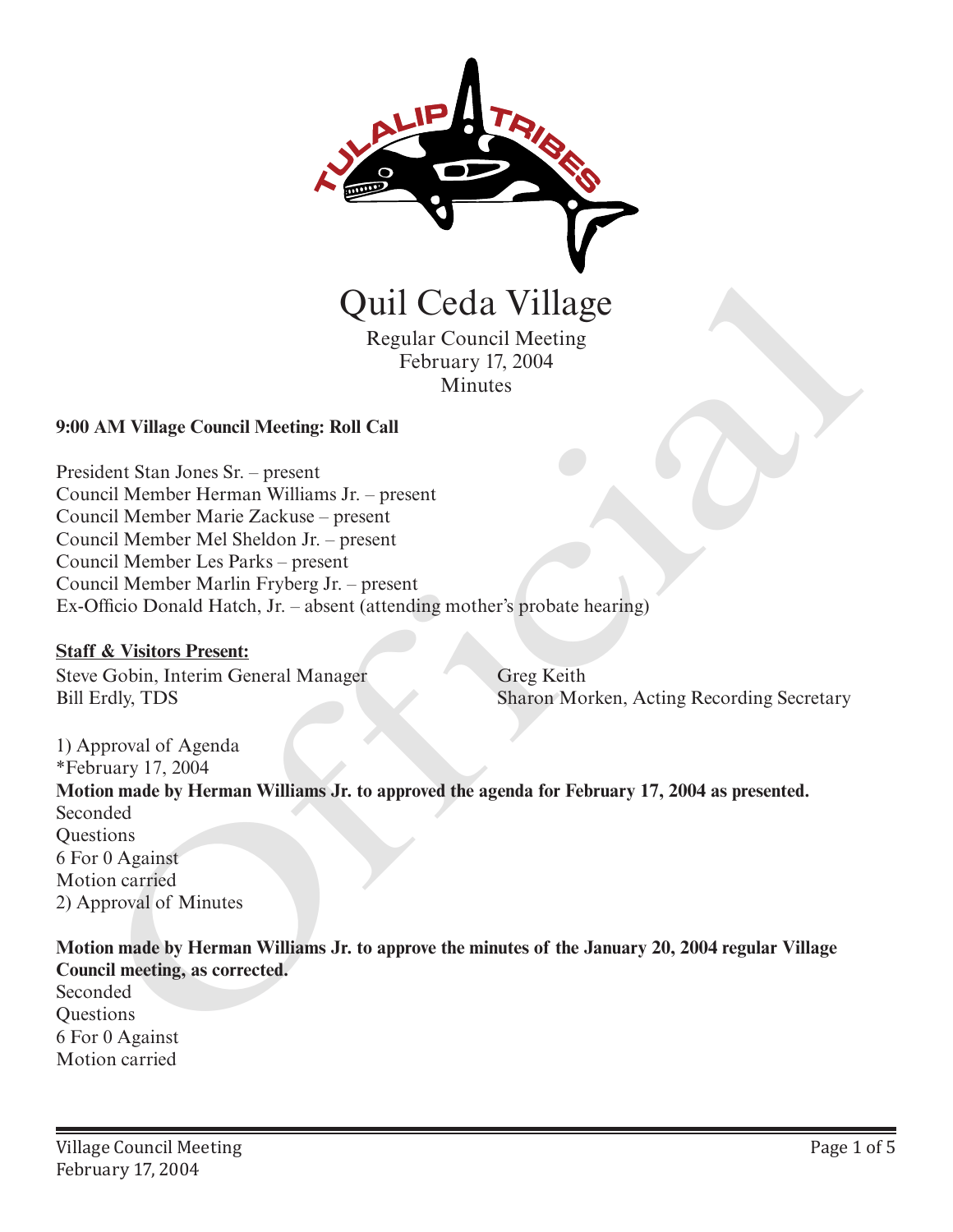# Quil Ceda Village

Regular Council Meeting
February 17, 2004
Minutes

**9:00 AM Village Council Meeting: Roll Call**

President Stan Jones Sr. – present
Council Member Herman Williams Jr. – present
Council Member Marie Zackuse – present
Council Member Mel Sheldon Jr. – present
Council Member Les Parks – present
Council Member Marlin Fryberg Jr. – present
Ex-Officio Donald Hatch, Jr. – absent (attending mother's probate hearing)

**Staff & Visitors Present:**

Steve Gobin, Interim General Manager
Bill Erdly, TDS
Greg Keith
Sharon Morken, Acting Recording Secretary

1) Approval of Agenda
*February 17, 2004
**Motion made by Herman Williams Jr. to approved the agenda for February 17, 2004 as presented.**
Seconded
Questions
6 For 0 Against
Motion carried
2) Approval of Minutes

**Motion made by Herman Williams Jr. to approve the minutes of the January 20, 2004 regular Village Council meeting, as corrected.**
Seconded
Questions
6 For 0 Against
Motion carried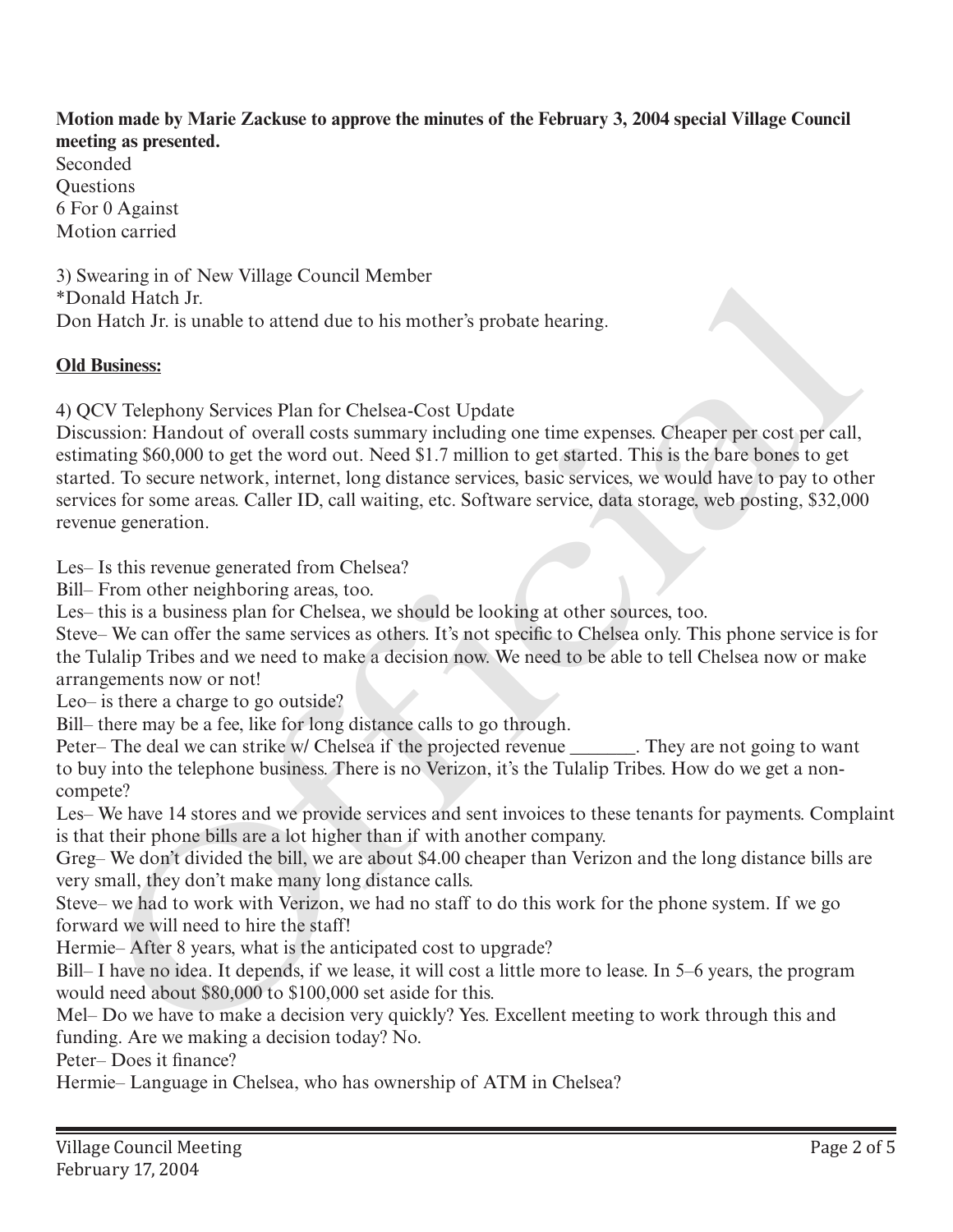**Motion made by Marie Zackuse to approve the minutes of the February 3, 2004 special Village Council meeting as presented.**
Seconded
Questions
6 For 0 Against
Motion carried

3) Swearing in of New Village Council Member
*Donald Hatch Jr.
Don Hatch Jr. is unable to attend due to his mother's probate hearing.

**Old Business:**

4) QCV Telephony Services Plan for Chelsea-Cost Update
Discussion: Handout of overall costs summary including one time expenses. Cheaper per cost per call, estimating $60,000 to get the word out. Need $1.7 million to get started. This is the bare bones to get started. To secure network, internet, long distance services, basic services, we would have to pay to other services for some areas. Caller ID, call waiting, etc. Software service, data storage, web posting, $32,000 revenue generation.

Les– Is this revenue generated from Chelsea?
Bill– From other neighboring areas, too.
Les– this is a business plan for Chelsea, we should be looking at other sources, too.
Steve– We can offer the same services as others. It's not specific to Chelsea only. This phone service is for the Tulalip Tribes and we need to make a decision now. We need to be able to tell Chelsea now or make arrangements now or not!
Leo– is there a charge to go outside?
Bill– there may be a fee, like for long distance calls to go through.
Peter– The deal we can strike w/ Chelsea if the projected revenue _______. They are not going to want to buy into the telephone business. There is no Verizon, it's the Tulalip Tribes. How do we get a non-compete?
Les– We have 14 stores and we provide services and sent invoices to these tenants for payments. Complaint is that their phone bills are a lot higher than if with another company.
Greg– We don't divided the bill, we are about $4.00 cheaper than Verizon and the long distance bills are very small, they don't make many long distance calls.
Steve– we had to work with Verizon, we had no staff to do this work for the phone system. If we go forward we will need to hire the staff!
Hermie– After 8 years, what is the anticipated cost to upgrade?
Bill– I have no idea. It depends, if we lease, it will cost a little more to lease. In 5–6 years, the program would need about $80,000 to $100,000 set aside for this.
Mel– Do we have to make a decision very quickly? Yes. Excellent meeting to work through this and funding. Are we making a decision today? No.
Peter– Does it finance?
Hermie– Language in Chelsea, who has ownership of ATM in Chelsea?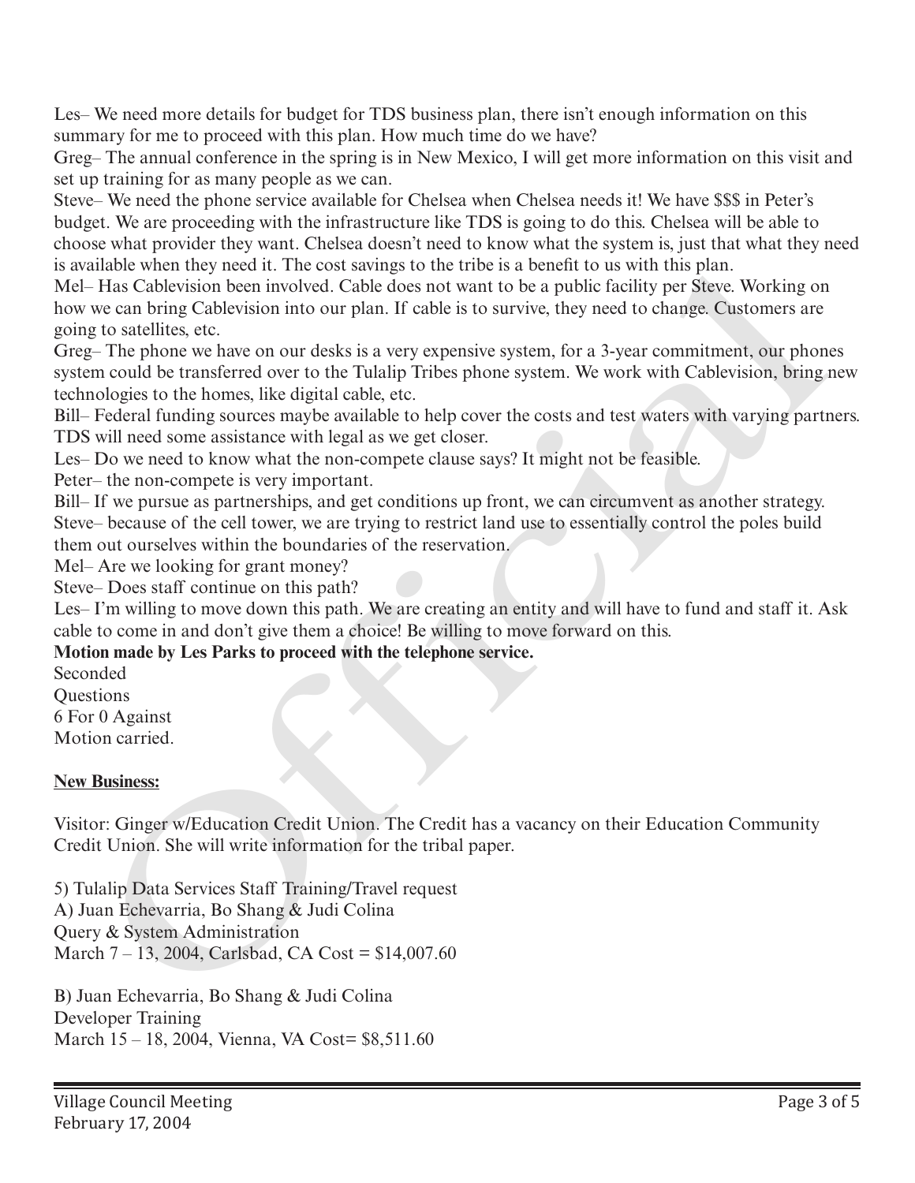Les– We need more details for budget for TDS business plan, there isn't enough information on this summary for me to proceed with this plan. How much time do we have?

Greg– The annual conference in the spring is in New Mexico, I will get more information on this visit and set up training for as many people as we can.

Steve– We need the phone service available for Chelsea when Chelsea needs it! We have $$$ in Peter's budget. We are proceeding with the infrastructure like TDS is going to do this. Chelsea will be able to choose what provider they want. Chelsea doesn't need to know what the system is, just that what they need is available when they need it. The cost savings to the tribe is a benefit to us with this plan.

Mel– Has Cablevision been involved. Cable does not want to be a public facility per Steve. Working on how we can bring Cablevision into our plan. If cable is to survive, they need to change. Customers are going to satellites, etc.

Greg– The phone we have on our desks is a very expensive system, for a 3-year commitment, our phones system could be transferred over to the Tulalip Tribes phone system. We work with Cablevision, bring new technologies to the homes, like digital cable, etc.

Bill– Federal funding sources maybe available to help cover the costs and test waters with varying partners. TDS will need some assistance with legal as we get closer.

Les– Do we need to know what the non-compete clause says? It might not be feasible.

Peter– the non-compete is very important.

Bill– If we pursue as partnerships, and get conditions up front, we can circumvent as another strategy.

Steve– because of the cell tower, we are trying to restrict land use to essentially control the poles build them out ourselves within the boundaries of the reservation.

Mel– Are we looking for grant money?

Steve– Does staff continue on this path?

Les– I'm willing to move down this path. We are creating an entity and will have to fund and staff it. Ask cable to come in and don't give them a choice! Be willing to move forward on this.

**Motion made by Les Parks to proceed with the telephone service.**

Seconded

Questions

6 For 0 Against

Motion carried.

**New Business:**

Visitor: Ginger w/Education Credit Union. The Credit has a vacancy on their Education Community Credit Union. She will write information for the tribal paper.

5) Tulalip Data Services Staff Training/Travel request

A) Juan Echevarria, Bo Shang & Judi Colina
Query & System Administration
March 7 – 13, 2004, Carlsbad, CA Cost = $14,007.60

B) Juan Echevarria, Bo Shang & Judi Colina
Developer Training
March 15 – 18, 2004, Vienna, VA Cost= $8,511.60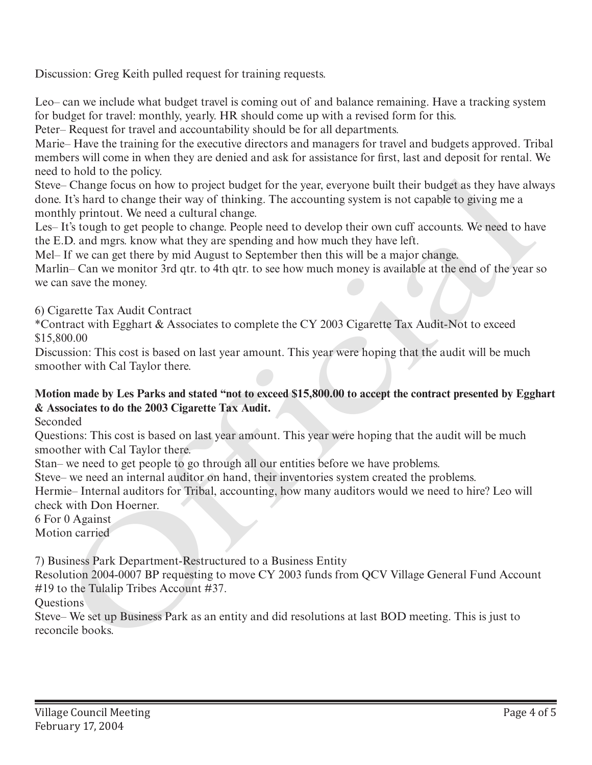Discussion: Greg Keith pulled request for training requests.

Leo– can we include what budget travel is coming out of and balance remaining. Have a tracking system for budget for travel: monthly, yearly. HR should come up with a revised form for this.
Peter– Request for travel and accountability should be for all departments.
Marie– Have the training for the executive directors and managers for travel and budgets approved. Tribal members will come in when they are denied and ask for assistance for first, last and deposit for rental. We need to hold to the policy.
Steve– Change focus on how to project budget for the year, everyone built their budget as they have always done. It's hard to change their way of thinking. The accounting system is not capable to giving me a monthly printout. We need a cultural change.
Les– It's tough to get people to change. People need to develop their own cuff accounts. We need to have the E.D. and mgrs. know what they are spending and how much they have left.
Mel– If we can get there by mid August to September then this will be a major change.
Marlin– Can we monitor 3rd qtr. to 4th qtr. to see how much money is available at the end of the year so we can save the money.

6) Cigarette Tax Audit Contract
*Contract with Egghart & Associates to complete the CY 2003 Cigarette Tax Audit-Not to exceed $15,800.00
Discussion: This cost is based on last year amount. This year were hoping that the audit will be much smoother with Cal Taylor there.

**Motion made by Les Parks and stated "not to exceed $15,800.00 to accept the contract presented by Egghart & Associates to do the 2003 Cigarette Tax Audit.**
Seconded
Questions: This cost is based on last year amount. This year were hoping that the audit will be much smoother with Cal Taylor there.
Stan– we need to get people to go through all our entities before we have problems.
Steve– we need an internal auditor on hand, their inventories system created the problems.
Hermie– Internal auditors for Tribal, accounting, how many auditors would we need to hire? Leo will check with Don Hoerner.
6 For 0 Against
Motion carried

7) Business Park Department-Restructured to a Business Entity
Resolution 2004-0007 BP requesting to move CY 2003 funds from QCV Village General Fund Account #19 to the Tulalip Tribes Account #37.
Questions
Steve– We set up Business Park as an entity and did resolutions at last BOD meeting. This is just to reconcile books.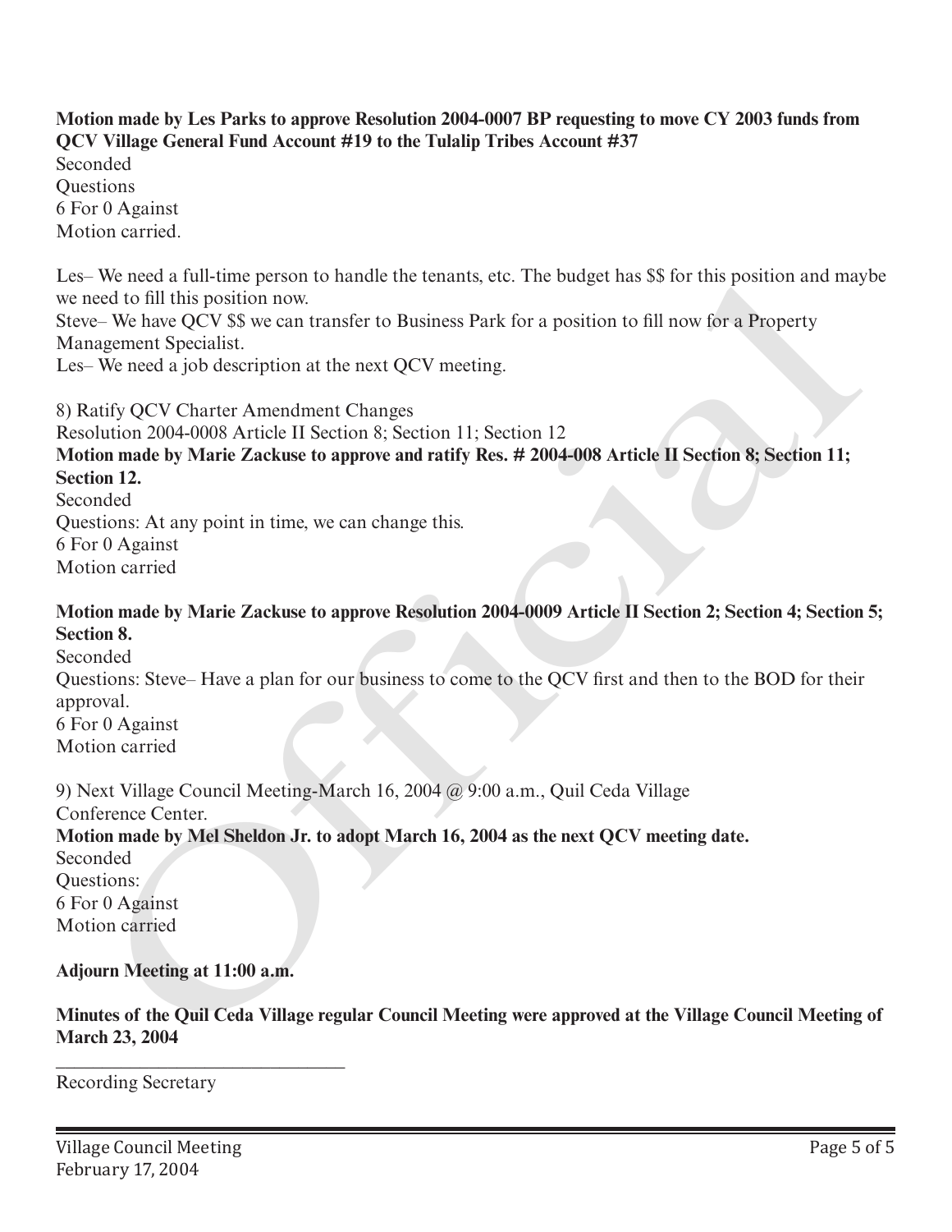**Motion made by Les Parks to approve Resolution 2004-0007 BP requesting to move CY 2003 funds from QCV Village General Fund Account #19 to the Tulalip Tribes Account #37**
Seconded
Questions
6 For 0 Against
Motion carried.

Les– We need a full-time person to handle the tenants, etc. The budget has $$ for this position and maybe we need to fill this position now.
Steve– We have QCV $$ we can transfer to Business Park for a position to fill now for a Property Management Specialist.
Les– We need a job description at the next QCV meeting.

8) Ratify QCV Charter Amendment Changes
Resolution 2004-0008 Article II Section 8; Section 11; Section 12
**Motion made by Marie Zackuse to approve and ratify Res. # 2004-008 Article II Section 8; Section 11; Section 12.**
Seconded
Questions: At any point in time, we can change this.
6 For 0 Against
Motion carried

**Motion made by Marie Zackuse to approve Resolution 2004-0009 Article II Section 2; Section 4; Section 5; Section 8.**
Seconded
Questions: Steve– Have a plan for our business to come to the QCV first and then to the BOD for their approval.
6 For 0 Against
Motion carried

9) Next Village Council Meeting-March 16, 2004 @ 9:00 a.m., Quil Ceda Village Conference Center.
**Motion made by Mel Sheldon Jr. to adopt March 16, 2004 as the next QCV meeting date.**
Seconded
Questions:
6 For 0 Against
Motion carried

**Adjourn Meeting at 11:00 a.m.**

**Minutes of the Quil Ceda Village regular Council Meeting were approved at the Village Council Meeting of March 23, 2004**

\_\_\_\_\_\_\_\_\_\_\_\_\_\_\_\_\_\_\_\_\_\_\_\_\_\_\_\_\_\_\_\_
Recording Secretary